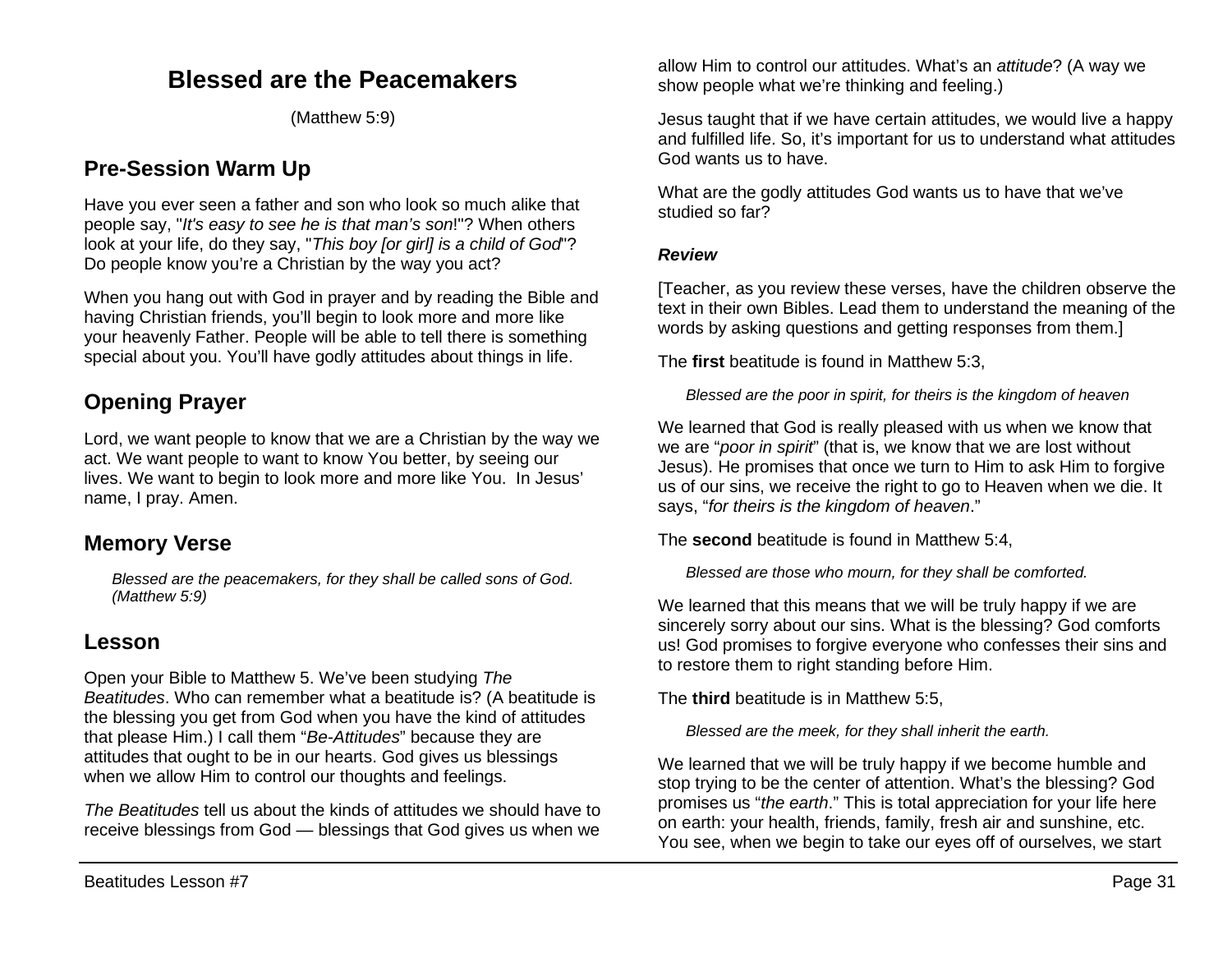# Blessed are the Peacemakers

(Matthew 5:9)

## Pre-Session Warm Up

Have you ever seen a father and son who look so much alike that people say, "*It's easy to see he is that man's son*!"? When others look at your life, do they say, "*This boy [or girl] is a child of God*"? Do people know you're a Christian by the way you act?

When you hang out with God in prayer and by reading the Bible and having Christian friends, you'll begin to look more and more like your heavenly Father. People will be able to tell there is something special about you. You'll have godly attitudes about things in life.

## Opening Prayer

Lord, we want people to know that we are a Christian by the way we act. We want people to want to know You better, by seeing our lives. We want to begin to look more and more like You. In Jesus' name, I pray. Amen.

## Memory Verse

> *Blessed are the peacemakers, for they shall be called sons of God. (Matthew 5:9)*

## Lesson

Open your Bible to Matthew 5. We've been studying *The Beatitudes*. Who can remember what a beatitude is? (A beatitude is the blessing you get from God when you have the kind of attitudes that please Him.) I call them "*Be-Attitudes*" because they are attitudes that ought to be in our hearts. God gives us blessings when we allow Him to control our thoughts and feelings.

*The Beatitudes* tell us about the kinds of attitudes we should have to receive blessings from God — blessings that God gives us when we allow Him to control our attitudes. What's an *attitude*? (A way we show people what we're thinking and feeling.)

Jesus taught that if we have certain attitudes, we would live a happy and fulfilled life. So, it's important for us to understand what attitudes God wants us to have.

What are the godly attitudes God wants us to have that we've studied so far?

***Review***

[Teacher, as you review these verses, have the children observe the text in their own Bibles. Lead them to understand the meaning of the words by asking questions and getting responses from them.]

The **first** beatitude is found in Matthew 5:3,

> *Blessed are the poor in spirit, for theirs is the kingdom of heaven*

We learned that God is really pleased with us when we know that we are "*poor in spirit*" (that is, we know that we are lost without Jesus). He promises that once we turn to Him to ask Him to forgive us of our sins, we receive the right to go to Heaven when we die. It says, "*for theirs is the kingdom of heaven*."

The **second** beatitude is found in Matthew 5:4,

> *Blessed are those who mourn, for they shall be comforted.*

We learned that this means that we will be truly happy if we are sincerely sorry about our sins. What is the blessing? God comforts us! God promises to forgive everyone who confesses their sins and to restore them to right standing before Him.

The **third** beatitude is in Matthew 5:5,

> *Blessed are the meek, for they shall inherit the earth.*

We learned that we will be truly happy if we become humble and stop trying to be the center of attention. What's the blessing? God promises us "*the earth*." This is total appreciation for your life here on earth: your health, friends, family, fresh air and sunshine, etc. You see, when we begin to take our eyes off of ourselves, we start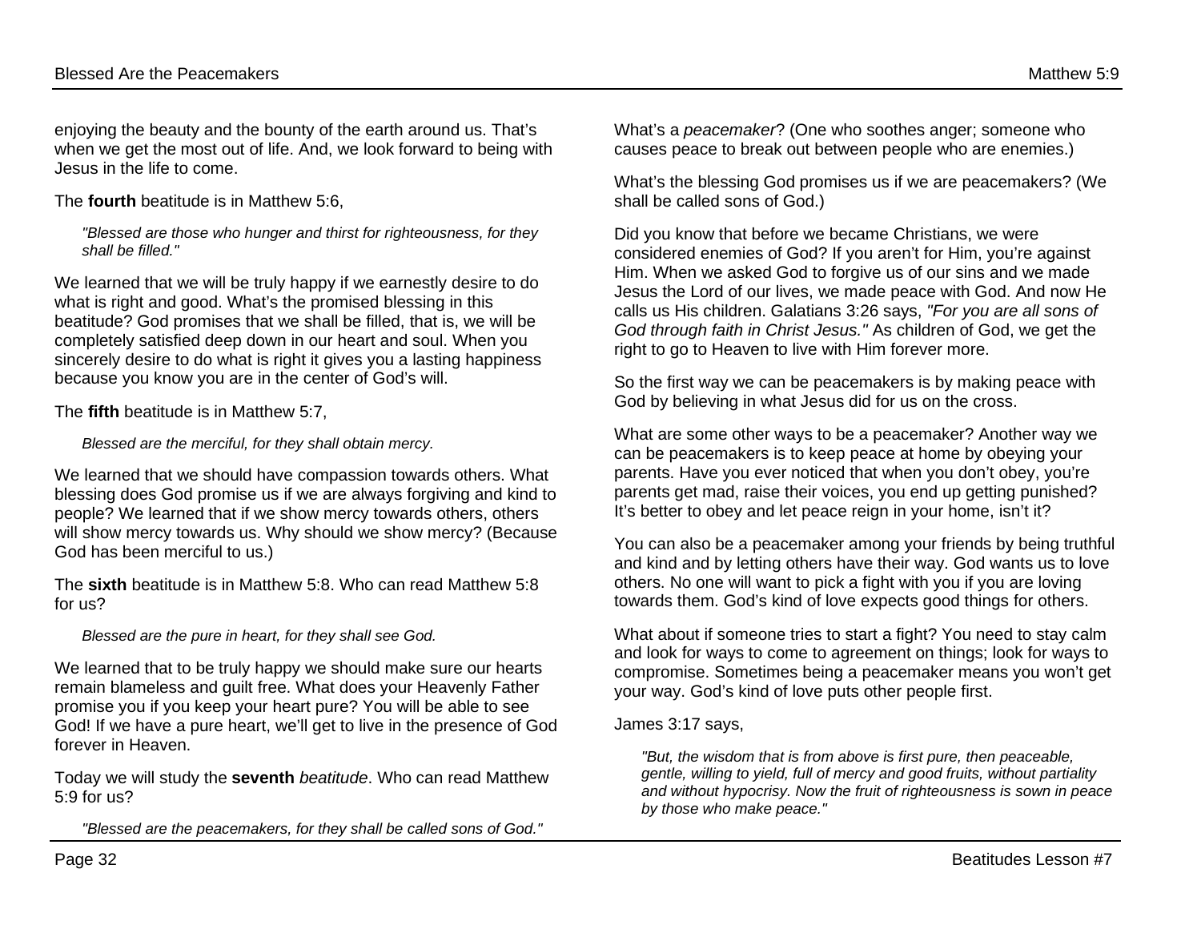enjoying the beauty and the bounty of the earth around us. That's when we get the most out of life. And, we look forward to being with Jesus in the life to come.

The **fourth** beatitude is in Matthew 5:6,

> *"Blessed are those who hunger and thirst for righteousness, for they shall be filled."*

We learned that we will be truly happy if we earnestly desire to do what is right and good. What's the promised blessing in this beatitude? God promises that we shall be filled, that is, we will be completely satisfied deep down in our heart and soul. When you sincerely desire to do what is right it gives you a lasting happiness because you know you are in the center of God's will.

The **fifth** beatitude is in Matthew 5:7,

> *Blessed are the merciful, for they shall obtain mercy.*

We learned that we should have compassion towards others. What blessing does God promise us if we are always forgiving and kind to people? We learned that if we show mercy towards others, others will show mercy towards us. Why should we show mercy? (Because God has been merciful to us.)

The **sixth** beatitude is in Matthew 5:8. Who can read Matthew 5:8 for us?

> *Blessed are the pure in heart, for they shall see God.*

We learned that to be truly happy we should make sure our hearts remain blameless and guilt free. What does your Heavenly Father promise you if you keep your heart pure? You will be able to see God! If we have a pure heart, we'll get to live in the presence of God forever in Heaven.

Today we will study the **seventh** *beatitude*. Who can read Matthew 5:9 for us?

> *"Blessed are the peacemakers, for they shall be called sons of God."*

What's a *peacemaker*? (One who soothes anger; someone who causes peace to break out between people who are enemies.)

What's the blessing God promises us if we are peacemakers? (We shall be called sons of God.)

Did you know that before we became Christians, we were considered enemies of God? If you aren't for Him, you're against Him. When we asked God to forgive us of our sins and we made Jesus the Lord of our lives, we made peace with God. And now He calls us His children. Galatians 3:26 says, *"For you are all sons of God through faith in Christ Jesus."* As children of God, we get the right to go to Heaven to live with Him forever more.

So the first way we can be peacemakers is by making peace with God by believing in what Jesus did for us on the cross.

What are some other ways to be a peacemaker? Another way we can be peacemakers is to keep peace at home by obeying your parents. Have you ever noticed that when you don't obey, you're parents get mad, raise their voices, you end up getting punished? It's better to obey and let peace reign in your home, isn't it?

You can also be a peacemaker among your friends by being truthful and kind and by letting others have their way. God wants us to love others. No one will want to pick a fight with you if you are loving towards them. God's kind of love expects good things for others.

What about if someone tries to start a fight? You need to stay calm and look for ways to come to agreement on things; look for ways to compromise. Sometimes being a peacemaker means you won't get your way. God's kind of love puts other people first.

James 3:17 says,

> *"But, the wisdom that is from above is first pure, then peaceable, gentle, willing to yield, full of mercy and good fruits, without partiality and without hypocrisy. Now the fruit of righteousness is sown in peace by those who make peace."*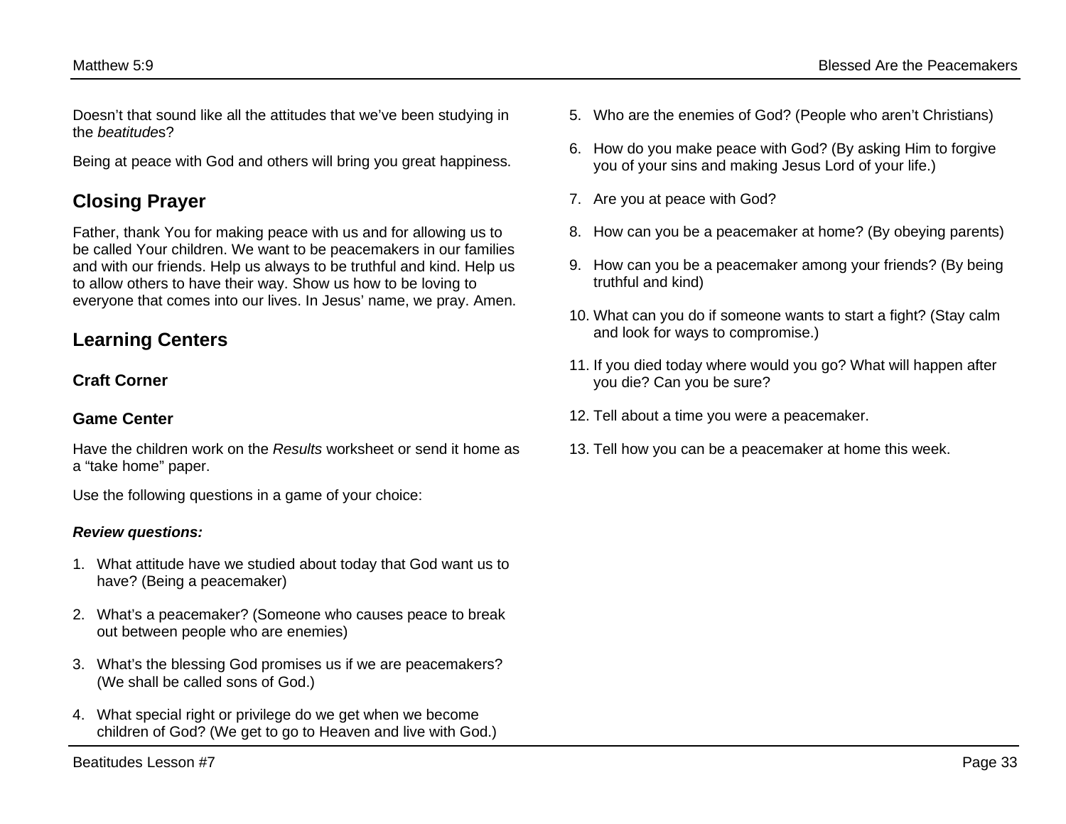Doesn't that sound like all the attitudes that we've been studying in the *beatitudes*?

Being at peace with God and others will bring you great happiness.

## Closing Prayer

Father, thank You for making peace with us and for allowing us to be called Your children. We want to be peacemakers in our families and with our friends. Help us always to be truthful and kind. Help us to allow others to have their way. Show us how to be loving to everyone that comes into our lives. In Jesus' name, we pray. Amen.

## Learning Centers

### Craft Corner

### Game Center

Have the children work on the *Results* worksheet or send it home as a "take home" paper.

Use the following questions in a game of your choice:

***Review questions:***

1. What attitude have we studied about today that God want us to have? (Being a peacemaker)
2. What's a peacemaker? (Someone who causes peace to break out between people who are enemies)
3. What's the blessing God promises us if we are peacemakers? (We shall be called sons of God.)
4. What special right or privilege do we get when we become children of God? (We get to go to Heaven and live with God.)
5. Who are the enemies of God? (People who aren't Christians)
6. How do you make peace with God? (By asking Him to forgive you of your sins and making Jesus Lord of your life.)
7. Are you at peace with God?
8. How can you be a peacemaker at home? (By obeying parents)
9. How can you be a peacemaker among your friends? (By being truthful and kind)
10. What can you do if someone wants to start a fight? (Stay calm and look for ways to compromise.)
11. If you died today where would you go? What will happen after you die? Can you be sure?
12. Tell about a time you were a peacemaker.
13. Tell how you can be a peacemaker at home this week.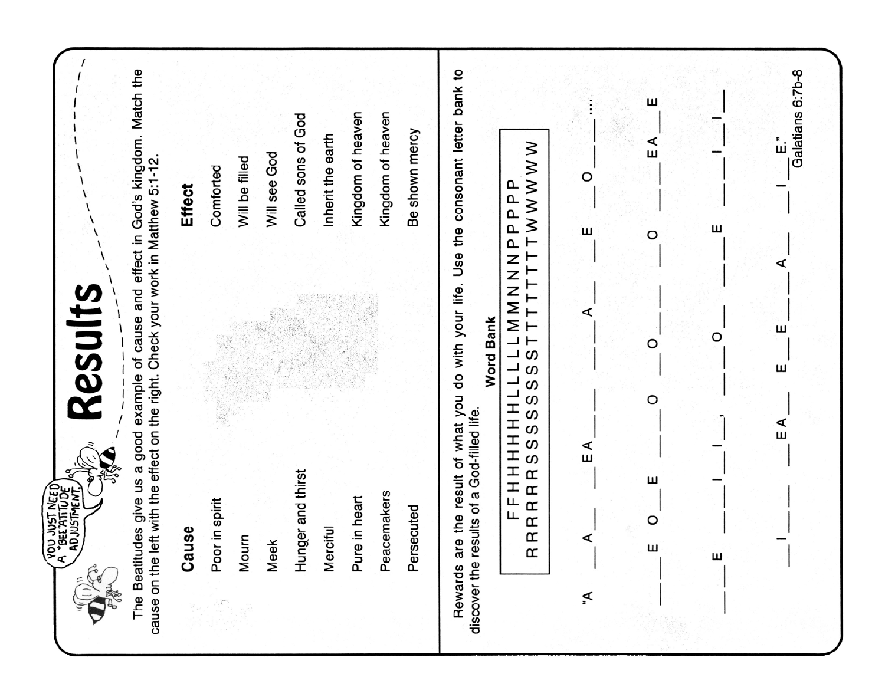# Results

YOU JUST NEED A "BEE"ATITUDE ADJUSTMENT.

The Beatitudes give us a good example of cause and effect in God's kingdom. Match the cause on the left with the effect on the right. Check your work in Matthew 5:1-12.

| **Cause** | **Effect** |
| --- | --- |
| Poor in spirit | Comforted |
| Mourn | Will be filled |
| Meek | Will see God |
| Hunger and thirst | Called sons of God |
| Merciful | Inherit the earth |
| Pure in heart | Kingdom of heaven |
| Peacemakers | Kingdom of heaven |
| Persecuted | Be shown mercy |

Rewards are the result of what you do with your life. Use the consonant letter bank to discover the results of a God-filled life.

**Word Bank**

F F H H H H H L L L L M M N N N P P P P
R R R R R S S S S S T T T T T T W W W W

"A ___ A ___ ___ EA ___ ___ ___ O ___ ___ A ___ ___ E ___ O ___ ....

___ E O E ___ O ___ O ___ ___ O ___ ___ EA ___ E

___ E ___ I ___ I ___, ___ O ___ E ___ E ___ I ___ I ___

___ I ___ ___ EA ___ E ___ E ___ A ___ I ___ E."

Galatians 6:7b-8